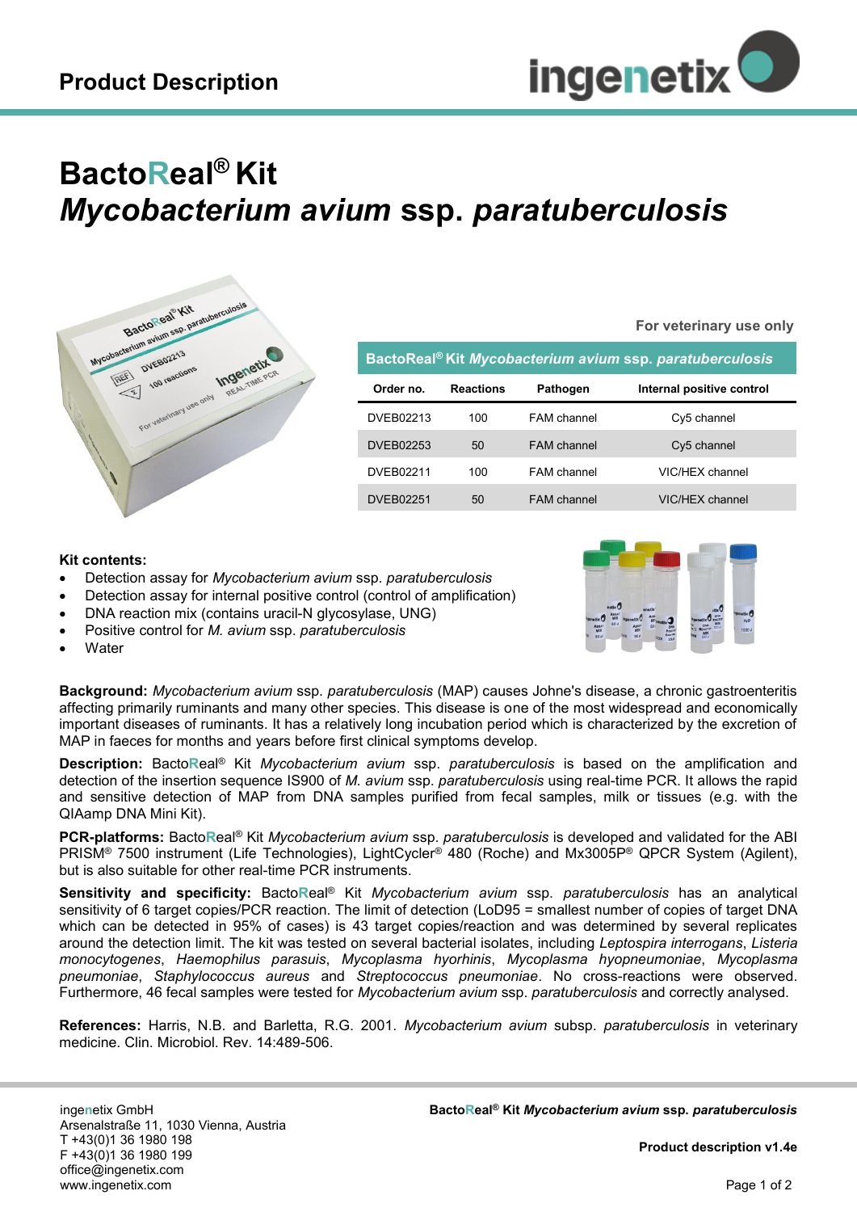# Product Description

# BactoReal® Kit *Mycobacterium avium* ssp. *paratuberculosis*

**For veterinary use only**

**BactoReal® Kit *Mycobacterium avium* ssp. *paratuberculosis***

| Order no. | Reactions | Pathogen | Internal positive control |
|---|---|---|---|
| DVEB02213 | 100 | FAM channel | Cy5 channel |
| DVEB02253 | 50 | FAM channel | Cy5 channel |
| DVEB02211 | 100 | FAM channel | VIC/HEX channel |
| DVEB02251 | 50 | FAM channel | VIC/HEX channel |

**Kit contents:**

- Detection assay for *Mycobacterium avium* ssp. *paratuberculosis*
- Detection assay for internal positive control (control of amplification)
- DNA reaction mix (contains uracil-N glycosylase, UNG)
- Positive control for *M. avium* ssp. *paratuberculosis*
- Water

**Background:** *Mycobacterium avium* ssp. *paratuberculosis* (MAP) causes Johne's disease, a chronic gastroenteritis affecting primarily ruminants and many other species. This disease is one of the most widespread and economically important diseases of ruminants. It has a relatively long incubation period which is characterized by the excretion of MAP in faeces for months and years before first clinical symptoms develop.

**Description:** BactoReal® Kit *Mycobacterium avium* ssp. *paratuberculosis* is based on the amplification and detection of the insertion sequence IS900 of *M. avium* ssp. *paratuberculosis* using real-time PCR. It allows the rapid and sensitive detection of MAP from DNA samples purified from fecal samples, milk or tissues (e.g. with the QIAamp DNA Mini Kit).

**PCR-platforms:** BactoReal® Kit *Mycobacterium avium* ssp. *paratuberculosis* is developed and validated for the ABI PRISM® 7500 instrument (Life Technologies), LightCycler® 480 (Roche) and Mx3005P® QPCR System (Agilent), but is also suitable for other real-time PCR instruments.

**Sensitivity and specificity:** BactoReal® Kit *Mycobacterium avium* ssp. *paratuberculosis* has an analytical sensitivity of 6 target copies/PCR reaction. The limit of detection (LoD95 = smallest number of copies of target DNA which can be detected in 95% of cases) is 43 target copies/reaction and was determined by several replicates around the detection limit. The kit was tested on several bacterial isolates, including *Leptospira interrogans*, *Listeria monocytogenes*, *Haemophilus parasuis*, *Mycoplasma hyorhinis*, *Mycoplasma hyopneumoniae*, *Mycoplasma pneumoniae*, *Staphylococcus aureus* and *Streptococcus pneumoniae*. No cross-reactions were observed. Furthermore, 46 fecal samples were tested for *Mycobacterium avium* ssp. *paratuberculosis* and correctly analysed.

**References:** Harris, N.B. and Barletta, R.G. 2001. *Mycobacterium avium* subsp. *paratuberculosis* in veterinary medicine. Clin. Microbiol. Rev. 14:489-506.

ingenetix GmbH
Arsenalstraße 11, 1030 Vienna, Austria
T +43(0)1 36 1980 198
F +43(0)1 36 1980 199
office@ingenetix.com
www.ingenetix.com

**BactoReal® Kit *Mycobacterium avium* ssp. *paratuberculosis***

**Product description v1.4e**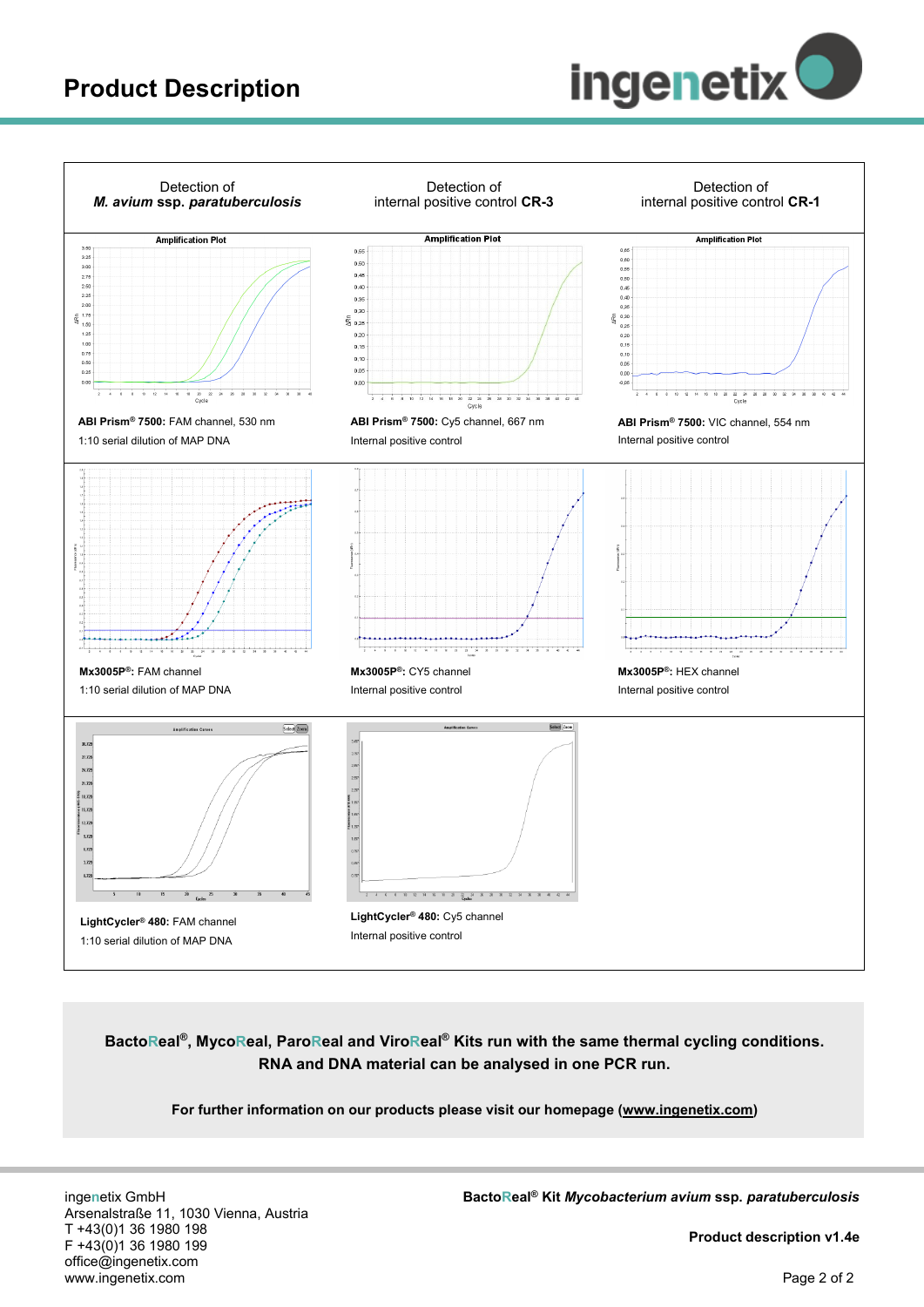# Product Description

| Detection of *M. avium* ssp. *paratuberculosis* | Detection of internal positive control **CR-3** | Detection of internal positive control **CR-1** |
|---|---|---|
| **ABI Prism® 7500:** FAM channel, 530 nm<br>1:10 serial dilution of MAP DNA | **ABI Prism® 7500:** Cy5 channel, 667 nm<br>Internal positive control | **ABI Prism® 7500:** VIC channel, 554 nm<br>Internal positive control |
| **Mx3005P®:** FAM channel<br>1:10 serial dilution of MAP DNA | **Mx3005P®:** CY5 channel<br>Internal positive control | **Mx3005P®:** HEX channel<br>Internal positive control |
| **LightCycler® 480:** FAM channel<br>1:10 serial dilution of MAP DNA | **LightCycler® 480:** Cy5 channel<br>Internal positive control | |

**BactoReal®, MycoReal, ParoReal and ViroReal® Kits run with the same thermal cycling conditions. RNA and DNA material can be analysed in one PCR run.**

**For further information on our products please visit our homepage (www.ingenetix.com)**

ingenetix GmbH
Arsenalstraße 11, 1030 Vienna, Austria
T +43(0)1 36 1980 198
F +43(0)1 36 1980 199
office@ingenetix.com
www.ingenetix.com

**BactoReal® Kit *Mycobacterium avium* ssp. *paratuberculosis***

**Product description v1.4e**